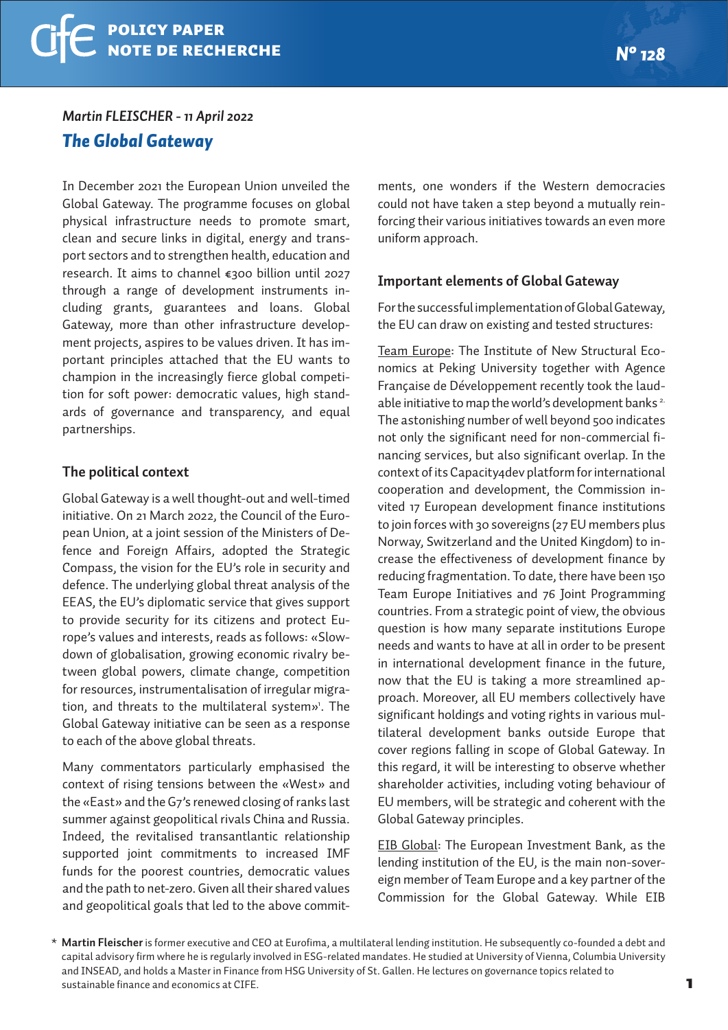POLICY PAPER
NOTE DE RECHERCHE

Nº 128

*Martin FLEISCHER - 11 April 2022*

# The Global Gateway

In December 2021 the European Union unveiled the Global Gateway. The programme focuses on global physical infrastructure needs to promote smart, clean and secure links in digital, energy and transport sectors and to strengthen health, education and research. It aims to channel €300 billion until 2027 through a range of development instruments including grants, guarantees and loans. Global Gateway, more than other infrastructure development projects, aspires to be values driven. It has important principles attached that the EU wants to champion in the increasingly fierce global competition for soft power: democratic values, high standards of governance and transparency, and equal partnerships.

## The political context

Global Gateway is a well thought-out and well-timed initiative. On 21 March 2022, the Council of the European Union, at a joint session of the Ministers of Defence and Foreign Affairs, adopted the Strategic Compass, the vision for the EU's role in security and defence. The underlying global threat analysis of the EEAS, the EU's diplomatic service that gives support to provide security for its citizens and protect Europe's values and interests, reads as follows: «Slowdown of globalisation, growing economic rivalry between global powers, climate change, competition for resources, instrumentalisation of irregular migration, and threats to the multilateral system»[1]. The Global Gateway initiative can be seen as a response to each of the above global threats.

Many commentators particularly emphasised the context of rising tensions between the «West» and the «East» and the G7's renewed closing of ranks last summer against geopolitical rivals China and Russia. Indeed, the revitalised transantlantic relationship supported joint commitments to increased IMF funds for the poorest countries, democratic values and the path to net-zero. Given all their shared values and geopolitical goals that led to the above commitments, one wonders if the Western democracies could not have taken a step beyond a mutually reinforcing their various initiatives towards an even more uniform approach.

## Important elements of Global Gateway

For the successful implementation of Global Gateway, the EU can draw on existing and tested structures:

Team Europe: The Institute of New Structural Economics at Peking University together with Agence Française de Développement recently took the laudable initiative to map the world's development banks[2]. The astonishing number of well beyond 500 indicates not only the significant need for non-commercial financing services, but also significant overlap. In the context of its Capacity4dev platform for international cooperation and development, the Commission invited 17 European development finance institutions to join forces with 30 sovereigns (27 EU members plus Norway, Switzerland and the United Kingdom) to increase the effectiveness of development finance by reducing fragmentation. To date, there have been 150 Team Europe Initiatives and 76 Joint Programming countries. From a strategic point of view, the obvious question is how many separate institutions Europe needs and wants to have at all in order to be present in international development finance in the future, now that the EU is taking a more streamlined approach. Moreover, all EU members collectively have significant holdings and voting rights in various multilateral development banks outside Europe that cover regions falling in scope of Global Gateway. In this regard, it will be interesting to observe whether shareholder activities, including voting behaviour of EU members, will be strategic and coherent with the Global Gateway principles.

EIB Global: The European Investment Bank, as the lending institution of the EU, is the main non-sovereign member of Team Europe and a key partner of the Commission for the Global Gateway. While EIB

\* **Martin Fleischer** is former executive and CEO at Eurofima, a multilateral lending institution. He subsequently co-founded a debt and capital advisory firm where he is regularly involved in ESG-related mandates. He studied at University of Vienna, Columbia University and INSEAD, and holds a Master in Finance from HSG University of St. Gallen. He lectures on governance topics related to sustainable finance and economics at CIFE.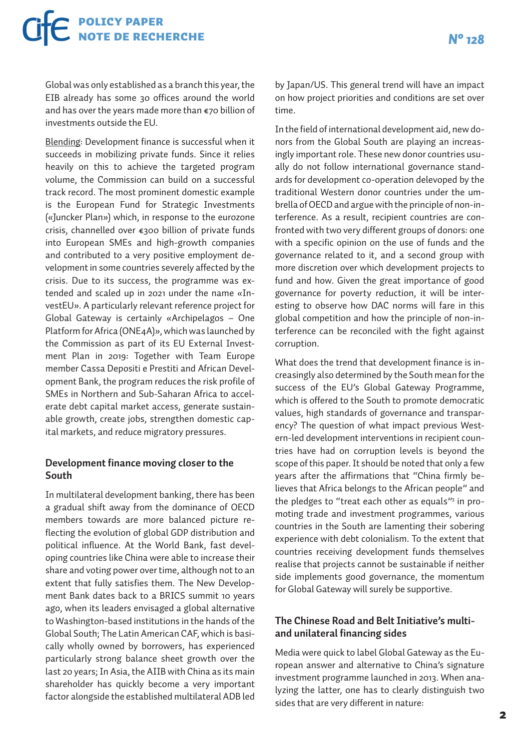Global was only established as a branch this year, the EIB already has some 30 offices around the world and has over the years made more than €70 billion of investments outside the EU.

Blending: Development finance is successful when it succeeds in mobilizing private funds. Since it relies heavily on this to achieve the targeted program volume, the Commission can build on a successful track record. The most prominent domestic example is the European Fund for Strategic Investments («Juncker Plan») which, in response to the eurozone crisis, channelled over €300 billion of private funds into European SMEs and high-growth companies and contributed to a very positive employment development in some countries severely affected by the crisis. Due to its success, the programme was extended and scaled up in 2021 under the name «InvestEU». A particularly relevant reference project for Global Gateway is certainly «Archipelagos – One Platform for Africa (ONE4A)», which was launched by the Commission as part of its EU External Investment Plan in 2019: Together with Team Europe member Cassa Depositi e Prestiti and African Development Bank, the program reduces the risk profile of SMEs in Northern and Sub-Saharan Africa to accelerate debt capital market access, generate sustainable growth, create jobs, strengthen domestic capital markets, and reduce migratory pressures.

## Development finance moving closer to the South

In multilateral development banking, there has been a gradual shift away from the dominance of OECD members towards are more balanced picture reflecting the evolution of global GDP distribution and political influence. At the World Bank, fast developing countries like China were able to increase their share and voting power over time, although not to an extent that fully satisfies them. The New Development Bank dates back to a BRICS summit 10 years ago, when its leaders envisaged a global alternative to Washington-based institutions in the hands of the Global South; The Latin American CAF, which is basically wholly owned by borrowers, has experienced particularly strong balance sheet growth over the last 20 years; In Asia, the AIIB with China as its main shareholder has quickly become a very important factor alongside the established multilateral ADB led by Japan/US. This general trend will have an impact on how project priorities and conditions are set over time.

In the field of international development aid, new donors from the Global South are playing an increasingly important role. These new donor countries usually do not follow international governance standards for development co-operation delevoped by the traditional Western donor countries under the umbrella of OECD and argue with the principle of non-interference. As a result, recipient countries are confronted with two very different groups of donors: one with a specific opinion on the use of funds and the governance related to it, and a second group with more discretion over which development projects to fund and how. Given the great importance of good governance for poverty reduction, it will be interesting to observe how DAC norms will fare in this global competition and how the principle of non-interference can be reconciled with the fight against corruption.

What does the trend that development finance is increasingly also determined by the South mean for the success of the EU's Global Gateway Programme, which is offered to the South to promote democratic values, high standards of governance and transparency? The question of what impact previous Western-led development interventions in recipient countries have had on corruption levels is beyond the scope of this paper. It should be noted that only a few years after the affirmations that "China firmly believes that Africa belongs to the African people" and the pledges to "treat each other as equals"[3] in promoting trade and investment programmes, various countries in the South are lamenting their sobering experience with debt colonialism. To the extent that countries receiving development funds themselves realise that projects cannot be sustainable if neither side implements good governance, the momentum for Global Gateway will surely be supportive.

## The Chinese Road and Belt Initiative's multi- and unilateral financing sides

Media were quick to label Global Gateway as the European answer and alternative to China's signature investment programme launched in 2013. When analyzing the latter, one has to clearly distinguish two sides that are very different in nature: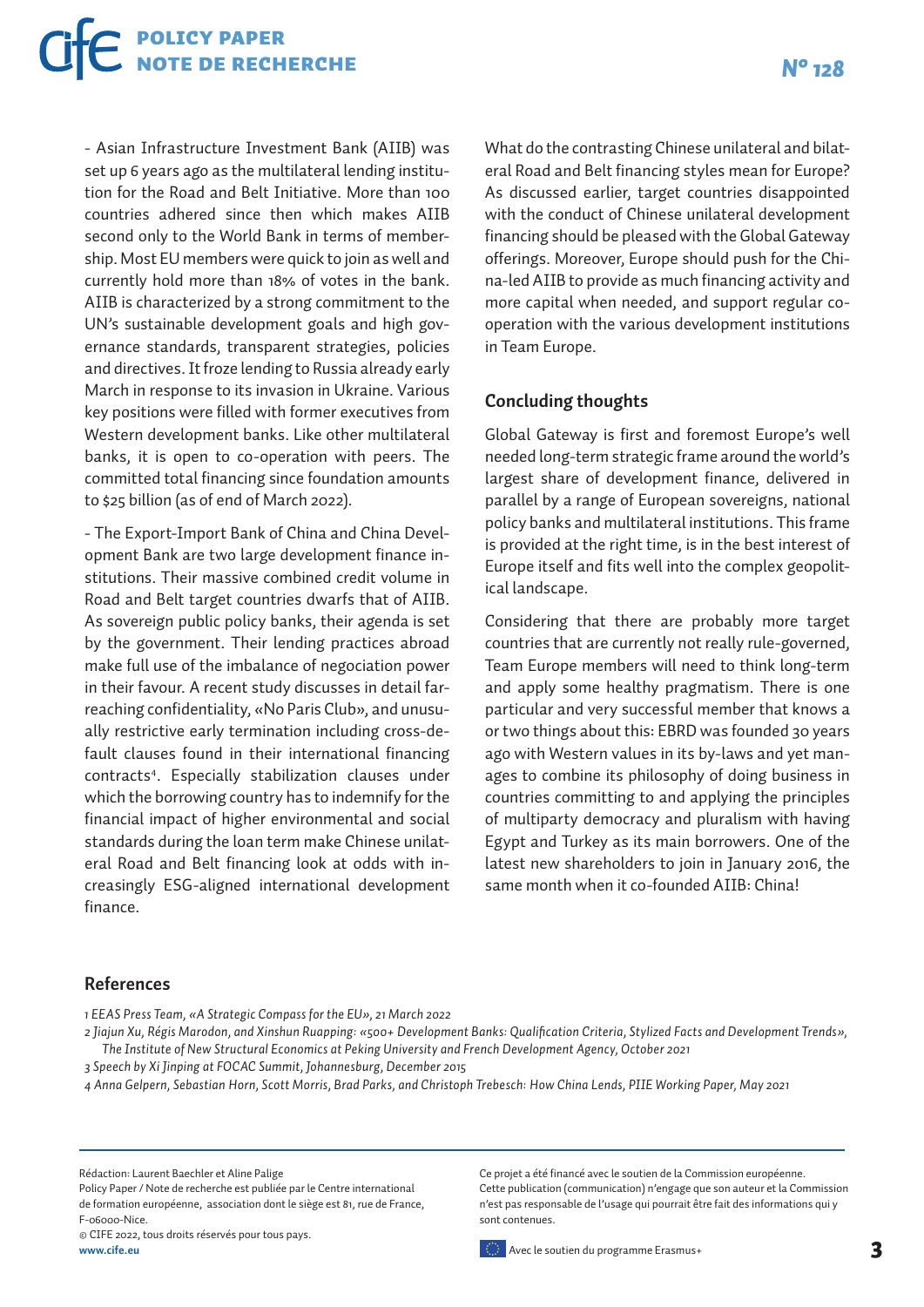- Asian Infrastructure Investment Bank (AIIB) was set up 6 years ago as the multilateral lending institution for the Road and Belt Initiative. More than 100 countries adhered since then which makes AIIB second only to the World Bank in terms of membership. Most EU members were quick to join as well and currently hold more than 18% of votes in the bank. AIIB is characterized by a strong commitment to the UN's sustainable development goals and high governance standards, transparent strategies, policies and directives. It froze lending to Russia already early March in response to its invasion in Ukraine. Various key positions were filled with former executives from Western development banks. Like other multilateral banks, it is open to co-operation with peers. The committed total financing since foundation amounts to $25 billion (as of end of March 2022).

- The Export-Import Bank of China and China Development Bank are two large development finance institutions. Their massive combined credit volume in Road and Belt target countries dwarfs that of AIIB. As sovereign public policy banks, their agenda is set by the government. Their lending practices abroad make full use of the imbalance of negociation power in their favour. A recent study discusses in detail far-reaching confidentiality, «No Paris Club», and unusually restrictive early termination including cross-default clauses found in their international financing contracts[4]. Especially stabilization clauses under which the borrowing country has to indemnify for the financial impact of higher environmental and social standards during the loan term make Chinese unilateral Road and Belt financing look at odds with increasingly ESG-aligned international development finance.

What do the contrasting Chinese unilateral and bilateral Road and Belt financing styles mean for Europe? As discussed earlier, target countries disappointed with the conduct of Chinese unilateral development financing should be pleased with the Global Gateway offerings. Moreover, Europe should push for the China-led AIIB to provide as much financing activity and more capital when needed, and support regular co-operation with the various development institutions in Team Europe.

## Concluding thoughts

Global Gateway is first and foremost Europe's well needed long-term strategic frame around the world's largest share of development finance, delivered in parallel by a range of European sovereigns, national policy banks and multilateral institutions. This frame is provided at the right time, is in the best interest of Europe itself and fits well into the complex geopolitical landscape.

Considering that there are probably more target countries that are currently not really rule-governed, Team Europe members will need to think long-term and apply some healthy pragmatism. There is one particular and very successful member that knows a or two things about this: EBRD was founded 30 years ago with Western values in its by-laws and yet manages to combine its philosophy of doing business in countries committing to and applying the principles of multiparty democracy and pluralism with having Egypt and Turkey as its main borrowers. One of the latest new shareholders to join in January 2016, the same month when it co-founded AIIB: China!

## References

1 *EEAS Press Team, «A Strategic Compass for the EU», 21 March 2022*

2 *Jiajun Xu, Régis Marodon, and Xinshun Ruapping: «500+ Development Banks: Qualification Criteria, Stylized Facts and Development Trends», The Institute of New Structural Economics at Peking University and French Development Agency, October 2021*

3 *Speech by Xi Jinping at FOCAC Summit, Johannesburg, December 2015*

4 *Anna Gelpern, Sebastian Horn, Scott Morris, Brad Parks, and Christoph Trebesch: How China Lends, PIIE Working Paper, May 2021*

Rédaction: Laurent Baechler et Aline Palige
Policy Paper / Note de recherche est publiée par le Centre international de formation européenne, association dont le siège est 81, rue de France, F-06000-Nice.
© CIFE 2022, tous droits réservés pour tous pays.
www.cife.eu

Ce projet a été financé avec le soutien de la Commission européenne. Cette publication (communication) n'engage que son auteur et la Commission n'est pas responsable de l'usage qui pourrait être fait des informations qui y sont contenues.

Avec le soutien du programme Erasmus+